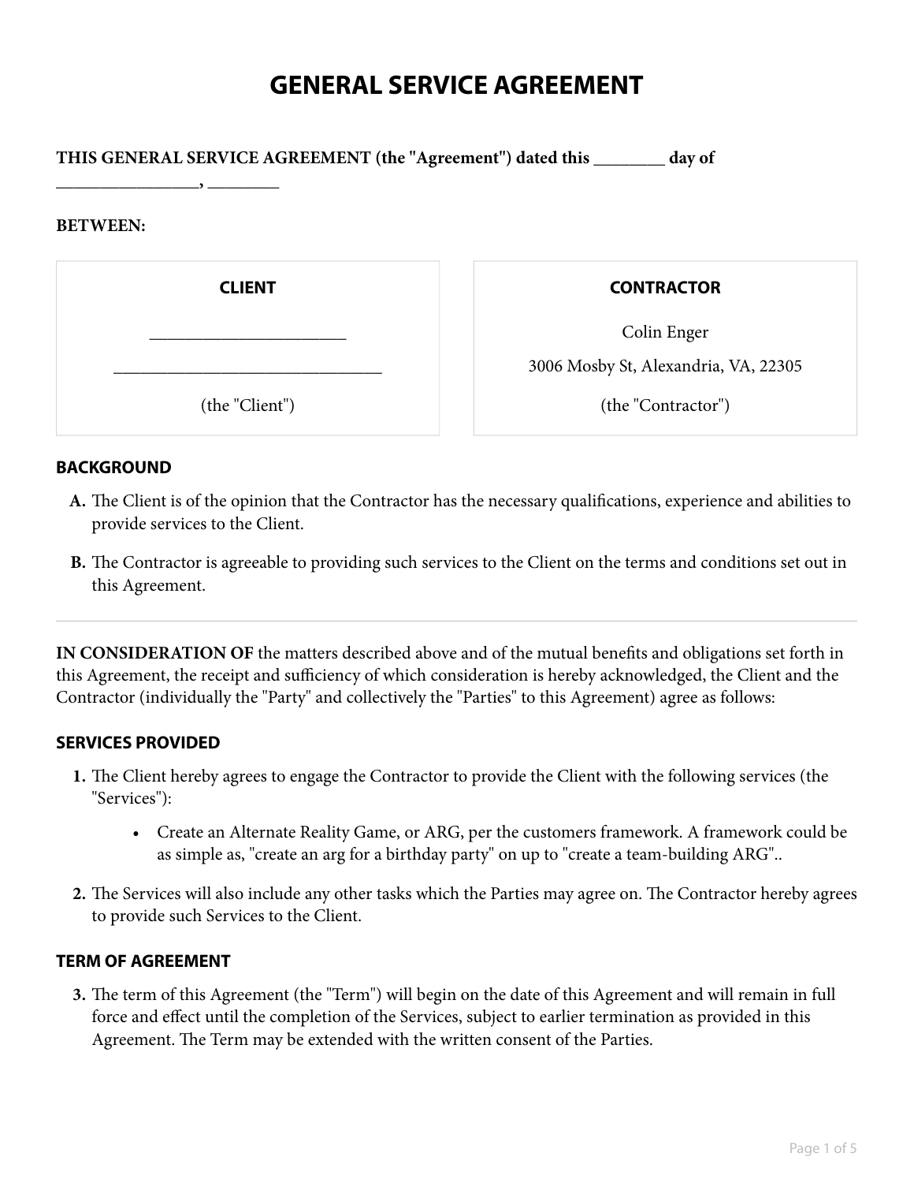# GENERAL SERVICE AGREEMENT

**THIS GENERAL SERVICE AGREEMENT (the "Agreement") dated this ________ day of ________________, ________**

**BETWEEN:**

| **CLIENT** | **CONTRACTOR** |
|---|---|
| ______________________ | Colin Enger |
| ______________________________ | 3006 Mosby St, Alexandria, VA, 22305 |
| (the "Client") | (the "Contractor") |

## BACKGROUND

**A.** The Client is of the opinion that the Contractor has the necessary qualifications, experience and abilities to provide services to the Client.

**B.** The Contractor is agreeable to providing such services to the Client on the terms and conditions set out in this Agreement.

---

**IN CONSIDERATION OF** the matters described above and of the mutual benefits and obligations set forth in this Agreement, the receipt and sufficiency of which consideration is hereby acknowledged, the Client and the Contractor (individually the "Party" and collectively the "Parties" to this Agreement) agree as follows:

## SERVICES PROVIDED

1. The Client hereby agrees to engage the Contractor to provide the Client with the following services (the "Services"):

    - Create an Alternate Reality Game, or ARG, per the customers framework. A framework could be as simple as, "create an arg for a birthday party" on up to "create a team-building ARG"..

2. The Services will also include any other tasks which the Parties may agree on. The Contractor hereby agrees to provide such Services to the Client.

## TERM OF AGREEMENT

3. The term of this Agreement (the "Term") will begin on the date of this Agreement and will remain in full force and effect until the completion of the Services, subject to earlier termination as provided in this Agreement. The Term may be extended with the written consent of the Parties.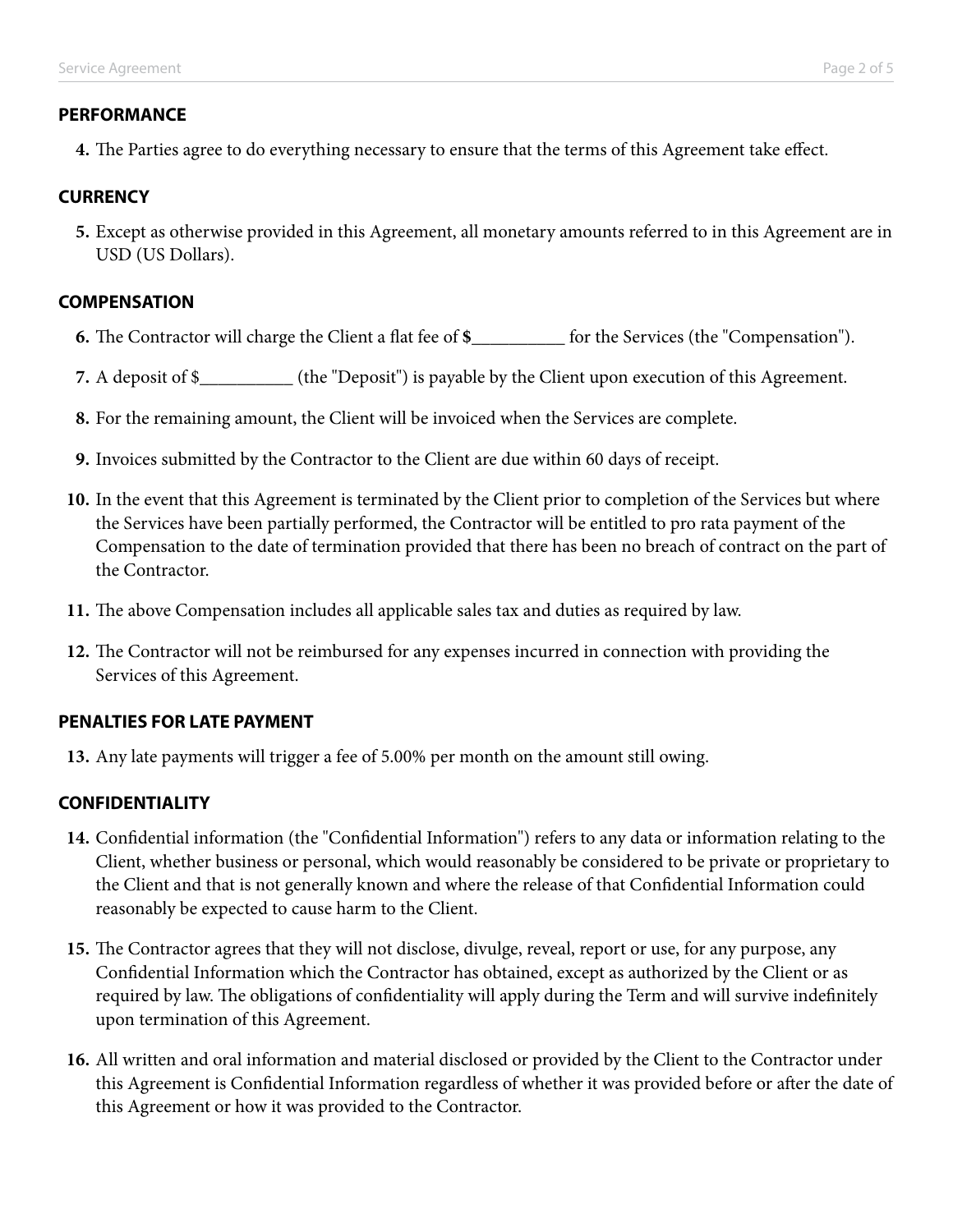### PERFORMANCE

4. The Parties agree to do everything necessary to ensure that the terms of this Agreement take effect.

### CURRENCY

5. Except as otherwise provided in this Agreement, all monetary amounts referred to in this Agreement are in USD (US Dollars).

### COMPENSATION

6. The Contractor will charge the Client a flat fee of **$__________** for the Services (the "Compensation").

7. A deposit of $__________ (the "Deposit") is payable by the Client upon execution of this Agreement.

8. For the remaining amount, the Client will be invoiced when the Services are complete.

9. Invoices submitted by the Contractor to the Client are due within 60 days of receipt.

10. In the event that this Agreement is terminated by the Client prior to completion of the Services but where the Services have been partially performed, the Contractor will be entitled to pro rata payment of the Compensation to the date of termination provided that there has been no breach of contract on the part of the Contractor.

11. The above Compensation includes all applicable sales tax and duties as required by law.

12. The Contractor will not be reimbursed for any expenses incurred in connection with providing the Services of this Agreement.

### PENALTIES FOR LATE PAYMENT

13. Any late payments will trigger a fee of 5.00% per month on the amount still owing.

### CONFIDENTIALITY

14. Confidential information (the "Confidential Information") refers to any data or information relating to the Client, whether business or personal, which would reasonably be considered to be private or proprietary to the Client and that is not generally known and where the release of that Confidential Information could reasonably be expected to cause harm to the Client.

15. The Contractor agrees that they will not disclose, divulge, reveal, report or use, for any purpose, any Confidential Information which the Contractor has obtained, except as authorized by the Client or as required by law. The obligations of confidentiality will apply during the Term and will survive indefinitely upon termination of this Agreement.

16. All written and oral information and material disclosed or provided by the Client to the Contractor under this Agreement is Confidential Information regardless of whether it was provided before or after the date of this Agreement or how it was provided to the Contractor.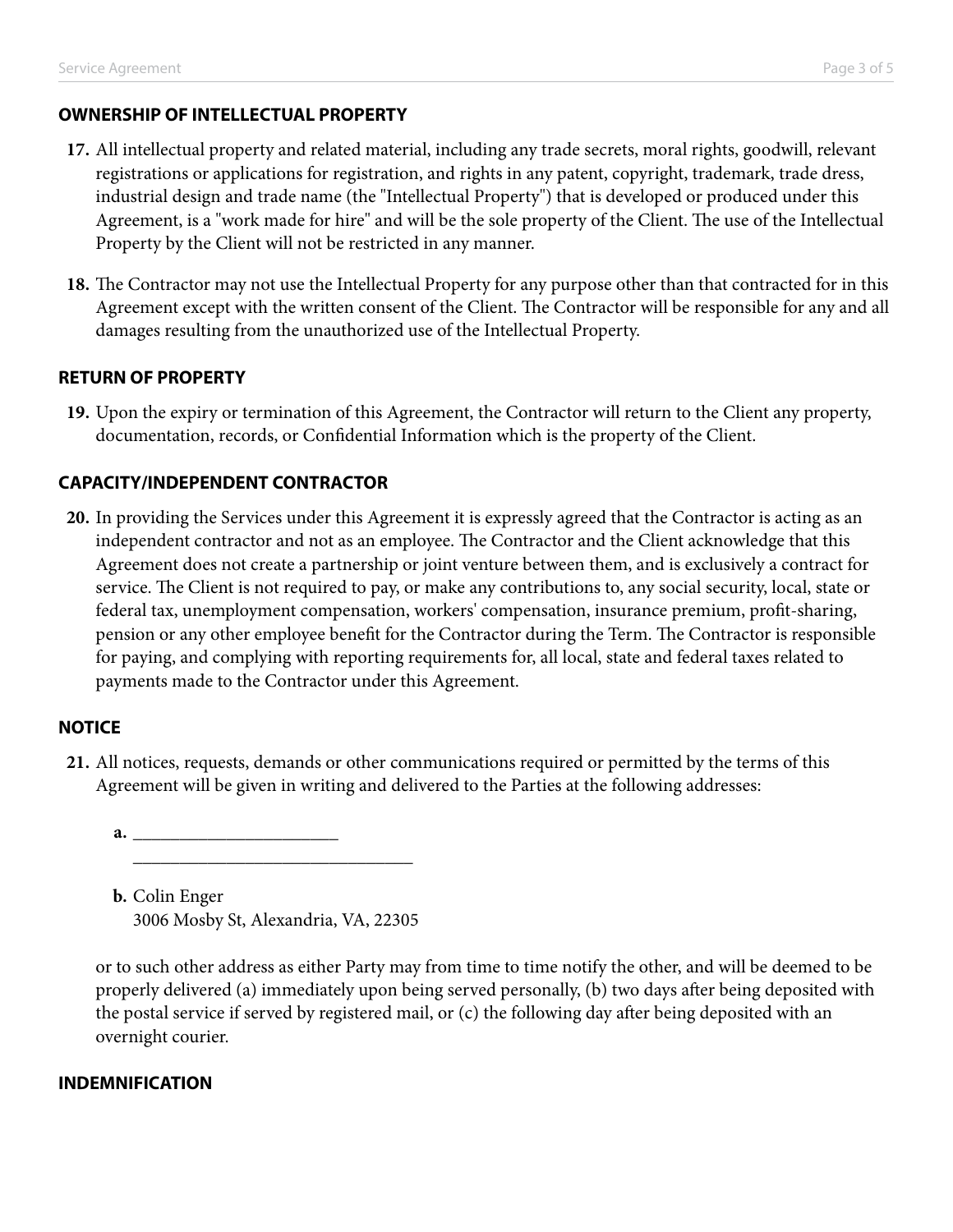## OWNERSHIP OF INTELLECTUAL PROPERTY

17. All intellectual property and related material, including any trade secrets, moral rights, goodwill, relevant registrations or applications for registration, and rights in any patent, copyright, trademark, trade dress, industrial design and trade name (the "Intellectual Property") that is developed or produced under this Agreement, is a "work made for hire" and will be the sole property of the Client. The use of the Intellectual Property by the Client will not be restricted in any manner.

18. The Contractor may not use the Intellectual Property for any purpose other than that contracted for in this Agreement except with the written consent of the Client. The Contractor will be responsible for any and all damages resulting from the unauthorized use of the Intellectual Property.

## RETURN OF PROPERTY

19. Upon the expiry or termination of this Agreement, the Contractor will return to the Client any property, documentation, records, or Confidential Information which is the property of the Client.

## CAPACITY/INDEPENDENT CONTRACTOR

20. In providing the Services under this Agreement it is expressly agreed that the Contractor is acting as an independent contractor and not as an employee. The Contractor and the Client acknowledge that this Agreement does not create a partnership or joint venture between them, and is exclusively a contract for service. The Client is not required to pay, or make any contributions to, any social security, local, state or federal tax, unemployment compensation, workers' compensation, insurance premium, profit-sharing, pension or any other employee benefit for the Contractor during the Term. The Contractor is responsible for paying, and complying with reporting requirements for, all local, state and federal taxes related to payments made to the Contractor under this Agreement.

## NOTICE

21. All notices, requests, demands or other communications required or permitted by the terms of this Agreement will be given in writing and delivered to the Parties at the following addresses:

    a. ________________________
    ________________________________

    b. Colin Enger
    3006 Mosby St, Alexandria, VA, 22305

    or to such other address as either Party may from time to time notify the other, and will be deemed to be properly delivered (a) immediately upon being served personally, (b) two days after being deposited with the postal service if served by registered mail, or (c) the following day after being deposited with an overnight courier.

## INDEMNIFICATION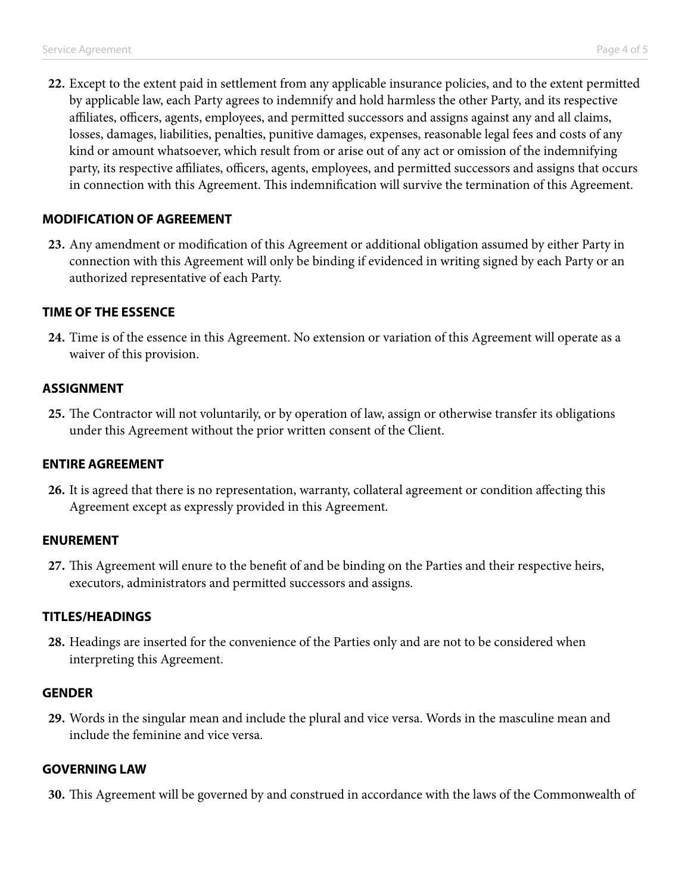22. Except to the extent paid in settlement from any applicable insurance policies, and to the extent permitted by applicable law, each Party agrees to indemnify and hold harmless the other Party, and its respective affiliates, officers, agents, employees, and permitted successors and assigns against any and all claims, losses, damages, liabilities, penalties, punitive damages, expenses, reasonable legal fees and costs of any kind or amount whatsoever, which result from or arise out of any act or omission of the indemnifying party, its respective affiliates, officers, agents, employees, and permitted successors and assigns that occurs in connection with this Agreement. This indemnification will survive the termination of this Agreement.

## MODIFICATION OF AGREEMENT

23. Any amendment or modification of this Agreement or additional obligation assumed by either Party in connection with this Agreement will only be binding if evidenced in writing signed by each Party or an authorized representative of each Party.

## TIME OF THE ESSENCE

24. Time is of the essence in this Agreement. No extension or variation of this Agreement will operate as a waiver of this provision.

## ASSIGNMENT

25. The Contractor will not voluntarily, or by operation of law, assign or otherwise transfer its obligations under this Agreement without the prior written consent of the Client.

## ENTIRE AGREEMENT

26. It is agreed that there is no representation, warranty, collateral agreement or condition affecting this Agreement except as expressly provided in this Agreement.

## ENUREMENT

27. This Agreement will enure to the benefit of and be binding on the Parties and their respective heirs, executors, administrators and permitted successors and assigns.

## TITLES/HEADINGS

28. Headings are inserted for the convenience of the Parties only and are not to be considered when interpreting this Agreement.

## GENDER

29. Words in the singular mean and include the plural and vice versa. Words in the masculine mean and include the feminine and vice versa.

## GOVERNING LAW

30. This Agreement will be governed by and construed in accordance with the laws of the Commonwealth of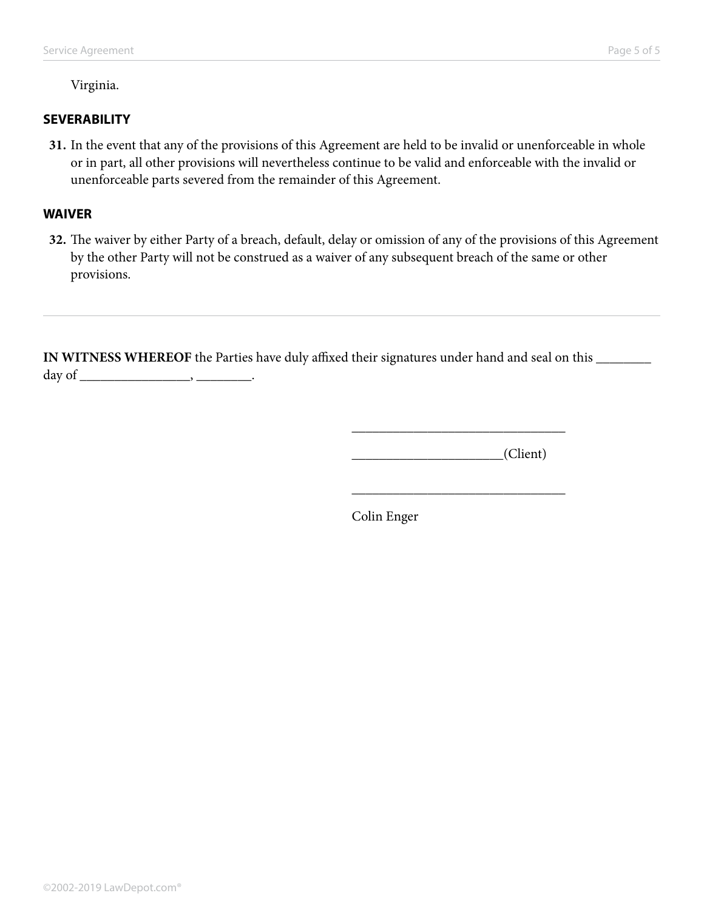Virginia.

## SEVERABILITY

31. In the event that any of the provisions of this Agreement are held to be invalid or unenforceable in whole or in part, all other provisions will nevertheless continue to be valid and enforceable with the invalid or unenforceable parts severed from the remainder of this Agreement.

## WAIVER

32. The waiver by either Party of a breach, default, delay or omission of any of the provisions of this Agreement by the other Party will not be construed as a waiver of any subsequent breach of the same or other provisions.

---

**IN WITNESS WHEREOF** the Parties have duly affixed their signatures under hand and seal on this ________ day of ________________, ________.

_______________________________

______________________(Client)

_______________________________

Colin Enger